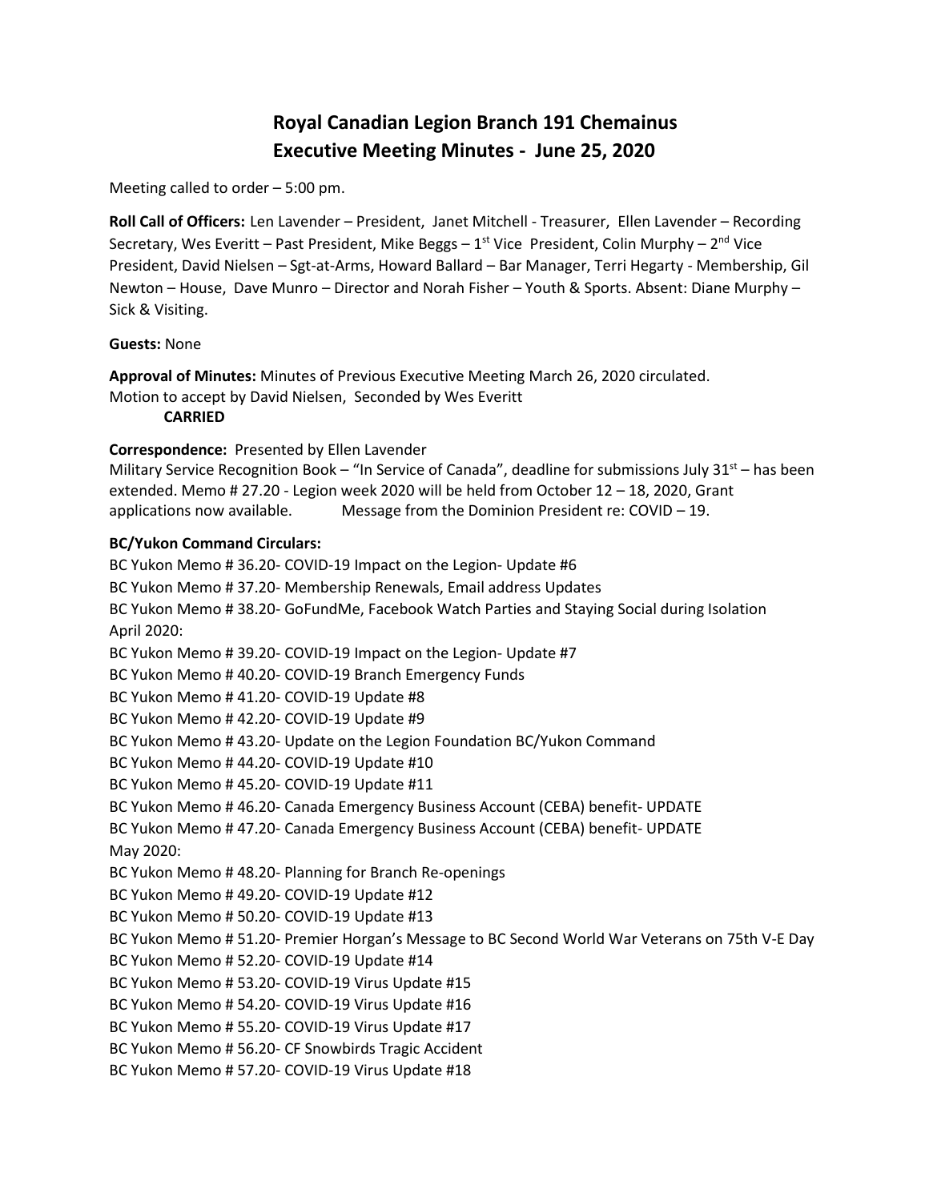# Royal Canadian Legion Branch 191 Chemainus
## Executive Meeting Minutes - June 25, 2020

Meeting called to order – 5:00 pm.

**Roll Call of Officers:** Len Lavender – President, Janet Mitchell - Treasurer, Ellen Lavender – Recording Secretary, Wes Everitt – Past President, Mike Beggs – 1st Vice President, Colin Murphy – 2nd Vice President, David Nielsen – Sgt-at-Arms, Howard Ballard – Bar Manager, Terri Hegarty - Membership, Gil Newton – House, Dave Munro – Director and Norah Fisher – Youth & Sports. Absent: Diane Murphy – Sick & Visiting.

**Guests:** None

**Approval of Minutes:** Minutes of Previous Executive Meeting March 26, 2020 circulated.
Motion to accept by David Nielsen, Seconded by Wes Everitt
**CARRIED**

**Correspondence:** Presented by Ellen Lavender
Military Service Recognition Book – "In Service of Canada", deadline for submissions July 31st – has been extended. Memo # 27.20 - Legion week 2020 will be held from October 12 – 18, 2020, Grant applications now available. Message from the Dominion President re: COVID – 19.

**BC/Yukon Command Circulars:**
BC Yukon Memo # 36.20- COVID-19 Impact on the Legion- Update #6
BC Yukon Memo # 37.20- Membership Renewals, Email address Updates
BC Yukon Memo # 38.20- GoFundMe, Facebook Watch Parties and Staying Social during Isolation
April 2020:
BC Yukon Memo # 39.20- COVID-19 Impact on the Legion- Update #7
BC Yukon Memo # 40.20- COVID-19 Branch Emergency Funds
BC Yukon Memo # 41.20- COVID-19 Update #8
BC Yukon Memo # 42.20- COVID-19 Update #9
BC Yukon Memo # 43.20- Update on the Legion Foundation BC/Yukon Command
BC Yukon Memo # 44.20- COVID-19 Update #10
BC Yukon Memo # 45.20- COVID-19 Update #11
BC Yukon Memo # 46.20- Canada Emergency Business Account (CEBA) benefit- UPDATE
BC Yukon Memo # 47.20- Canada Emergency Business Account (CEBA) benefit- UPDATE
May 2020:
BC Yukon Memo # 48.20- Planning for Branch Re-openings
BC Yukon Memo # 49.20- COVID-19 Update #12
BC Yukon Memo # 50.20- COVID-19 Update #13
BC Yukon Memo # 51.20- Premier Horgan's Message to BC Second World War Veterans on 75th V-E Day
BC Yukon Memo # 52.20- COVID-19 Update #14
BC Yukon Memo # 53.20- COVID-19 Virus Update #15
BC Yukon Memo # 54.20- COVID-19 Virus Update #16
BC Yukon Memo # 55.20- COVID-19 Virus Update #17
BC Yukon Memo # 56.20- CF Snowbirds Tragic Accident
BC Yukon Memo # 57.20- COVID-19 Virus Update #18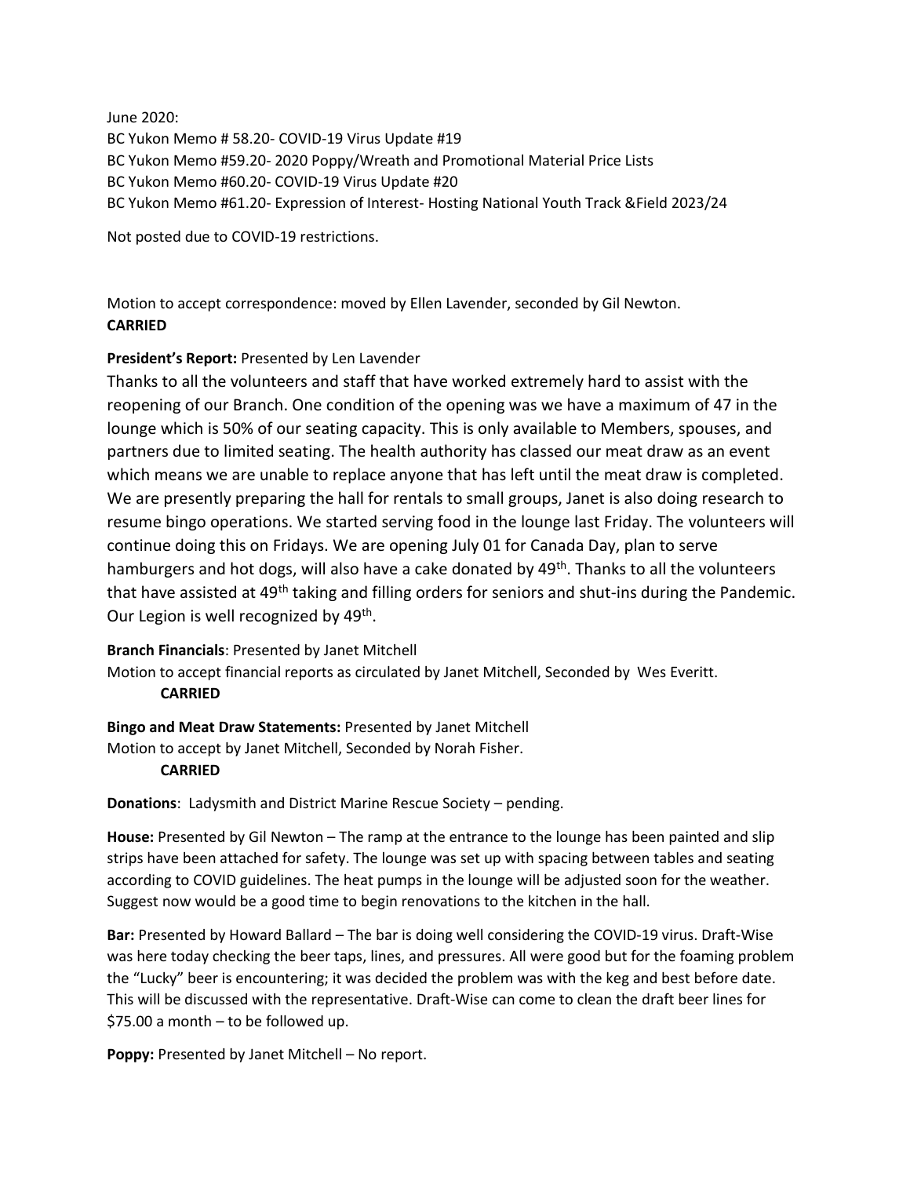June 2020:
BC Yukon Memo # 58.20- COVID-19 Virus Update #19
BC Yukon Memo #59.20- 2020 Poppy/Wreath and Promotional Material Price Lists
BC Yukon Memo #60.20- COVID-19 Virus Update #20
BC Yukon Memo #61.20- Expression of Interest- Hosting National Youth Track &Field 2023/24

Not posted due to COVID-19 restrictions.

Motion to accept correspondence: moved by Ellen Lavender, seconded by Gil Newton.
**CARRIED**

**President's Report:** Presented by Len Lavender

Thanks to all the volunteers and staff that have worked extremely hard to assist with the reopening of our Branch. One condition of the opening was we have a maximum of 47 in the lounge which is 50% of our seating capacity. This is only available to Members, spouses, and partners due to limited seating. The health authority has classed our meat draw as an event which means we are unable to replace anyone that has left until the meat draw is completed. We are presently preparing the hall for rentals to small groups, Janet is also doing research to resume bingo operations. We started serving food in the lounge last Friday. The volunteers will continue doing this on Fridays. We are opening July 01 for Canada Day, plan to serve hamburgers and hot dogs, will also have a cake donated by 49th. Thanks to all the volunteers that have assisted at 49th taking and filling orders for seniors and shut-ins during the Pandemic. Our Legion is well recognized by 49th.

**Branch Financials**: Presented by Janet Mitchell
Motion to accept financial reports as circulated by Janet Mitchell, Seconded by Wes Everitt.
**CARRIED**

**Bingo and Meat Draw Statements:** Presented by Janet Mitchell
Motion to accept by Janet Mitchell, Seconded by Norah Fisher.
**CARRIED**

**Donations**: Ladysmith and District Marine Rescue Society – pending.

**House:** Presented by Gil Newton – The ramp at the entrance to the lounge has been painted and slip strips have been attached for safety. The lounge was set up with spacing between tables and seating according to COVID guidelines. The heat pumps in the lounge will be adjusted soon for the weather. Suggest now would be a good time to begin renovations to the kitchen in the hall.

**Bar:** Presented by Howard Ballard – The bar is doing well considering the COVID-19 virus. Draft-Wise was here today checking the beer taps, lines, and pressures. All were good but for the foaming problem the "Lucky" beer is encountering; it was decided the problem was with the keg and best before date. This will be discussed with the representative. Draft-Wise can come to clean the draft beer lines for $75.00 a month – to be followed up.

**Poppy:** Presented by Janet Mitchell – No report.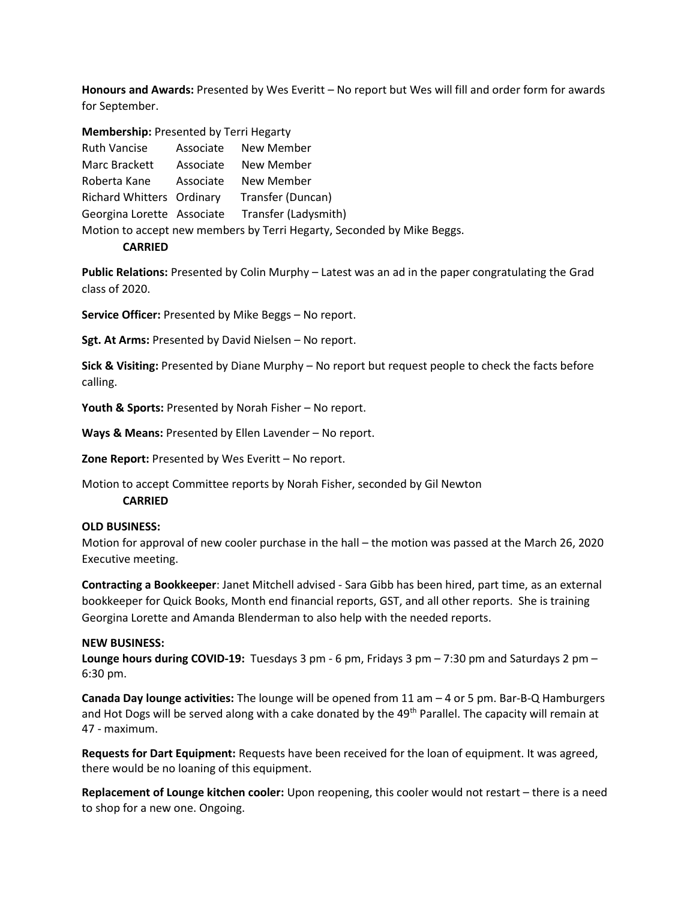**Honours and Awards:** Presented by Wes Everitt – No report but Wes will fill and order form for awards for September.

**Membership:** Presented by Terri Hegarty

| | | |
|---|---|---|
| Ruth Vancise | Associate | New Member |
| Marc Brackett | Associate | New Member |
| Roberta Kane | Associate | New Member |
| Richard Whitters | Ordinary | Transfer (Duncan) |
| Georgina Lorette | Associate | Transfer (Ladysmith) |

Motion to accept new members by Terri Hegarty, Seconded by Mike Beggs.

**CARRIED**

**Public Relations:** Presented by Colin Murphy – Latest was an ad in the paper congratulating the Grad class of 2020.

**Service Officer:** Presented by Mike Beggs – No report.

**Sgt. At Arms:** Presented by David Nielsen – No report.

**Sick & Visiting:** Presented by Diane Murphy – No report but request people to check the facts before calling.

**Youth & Sports:** Presented by Norah Fisher – No report.

**Ways & Means:** Presented by Ellen Lavender – No report.

**Zone Report:** Presented by Wes Everitt – No report.

Motion to accept Committee reports by Norah Fisher, seconded by Gil Newton

**CARRIED**

**OLD BUSINESS:**

Motion for approval of new cooler purchase in the hall – the motion was passed at the March 26, 2020 Executive meeting.

**Contracting a Bookkeeper**: Janet Mitchell advised - Sara Gibb has been hired, part time, as an external bookkeeper for Quick Books, Month end financial reports, GST, and all other reports. She is training Georgina Lorette and Amanda Blenderman to also help with the needed reports.

**NEW BUSINESS:**

**Lounge hours during COVID-19:** Tuesdays 3 pm - 6 pm, Fridays 3 pm – 7:30 pm and Saturdays 2 pm – 6:30 pm.

**Canada Day lounge activities:** The lounge will be opened from 11 am – 4 or 5 pm. Bar-B-Q Hamburgers and Hot Dogs will be served along with a cake donated by the 49th Parallel. The capacity will remain at 47 - maximum.

**Requests for Dart Equipment:** Requests have been received for the loan of equipment. It was agreed, there would be no loaning of this equipment.

**Replacement of Lounge kitchen cooler:** Upon reopening, this cooler would not restart – there is a need to shop for a new one. Ongoing.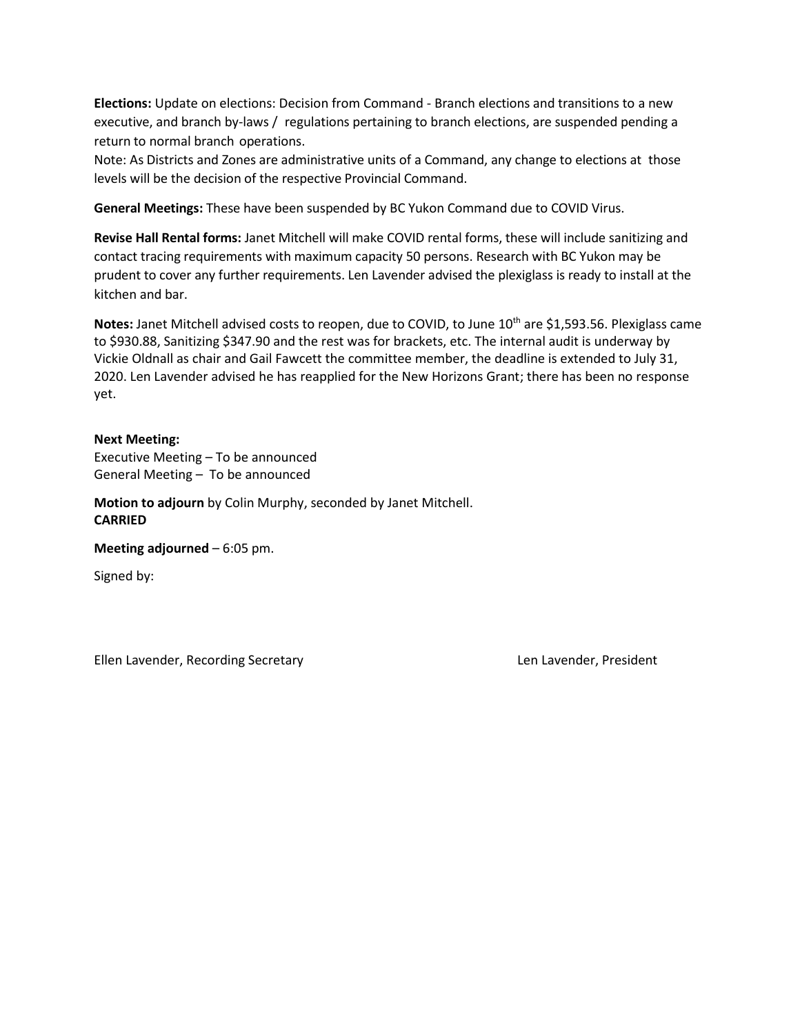**Elections:** Update on elections: Decision from Command - Branch elections and transitions to a new executive, and branch by-laws / regulations pertaining to branch elections, are suspended pending a return to normal branch operations.
Note: As Districts and Zones are administrative units of a Command, any change to elections at those levels will be the decision of the respective Provincial Command.

**General Meetings:** These have been suspended by BC Yukon Command due to COVID Virus.

**Revise Hall Rental forms:** Janet Mitchell will make COVID rental forms, these will include sanitizing and contact tracing requirements with maximum capacity 50 persons. Research with BC Yukon may be prudent to cover any further requirements. Len Lavender advised the plexiglass is ready to install at the kitchen and bar.

**Notes:** Janet Mitchell advised costs to reopen, due to COVID, to June 10th are $1,593.56. Plexiglass came to $930.88, Sanitizing $347.90 and the rest was for brackets, etc. The internal audit is underway by Vickie Oldnall as chair and Gail Fawcett the committee member, the deadline is extended to July 31, 2020. Len Lavender advised he has reapplied for the New Horizons Grant; there has been no response yet.

**Next Meeting:**
Executive Meeting – To be announced
General Meeting – To be announced

**Motion to adjourn** by Colin Murphy, seconded by Janet Mitchell.
**CARRIED**

**Meeting adjourned** – 6:05 pm.

Signed by:

Ellen Lavender, Recording Secretary

Len Lavender, President